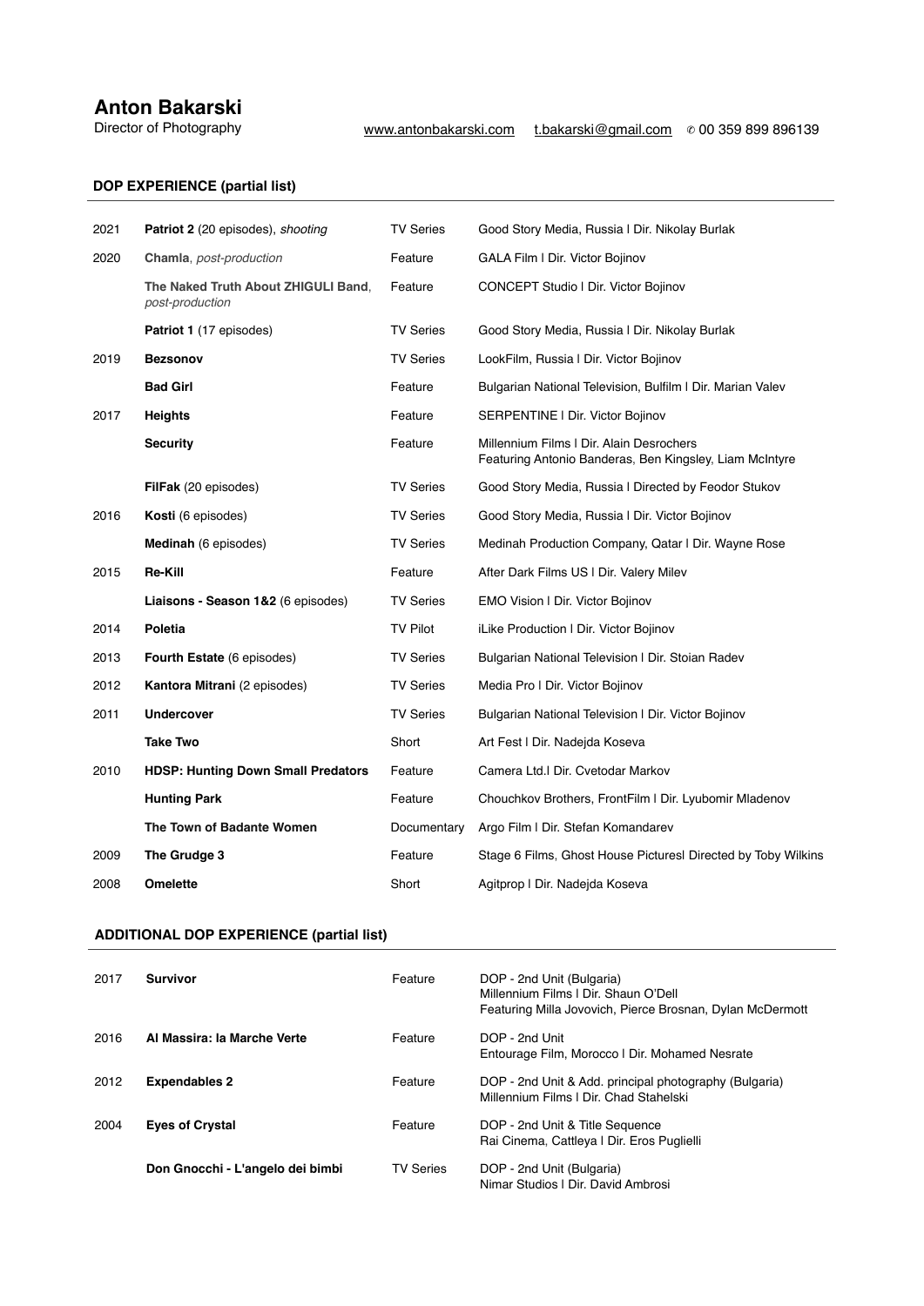# Anton Bakarski

Director of Photography

www.antonbakarski.com t.bakarski@gmail.com ✆ 00 359 899 896139

## DOP EXPERIENCE (partial list)

| | | | |
|---|---|---|---|
| 2021 | **Patriot 2** (20 episodes), *shooting* | TV Series | Good Story Media, Russia I Dir. Nikolay Burlak |
| 2020 | **Chamla**, *post-production* | Feature | GALA Film I Dir. Victor Bojinov |
| | **The Naked Truth About ZHIGULI Band**, *post-production* | Feature | CONCEPT Studio I Dir. Victor Bojinov |
| | **Patriot 1** (17 episodes) | TV Series | Good Story Media, Russia I Dir. Nikolay Burlak |
| 2019 | **Bezsonov** | TV Series | LookFilm, Russia I Dir. Victor Bojinov |
| | **Bad Girl** | Feature | Bulgarian National Television, Bulfilm I Dir. Marian Valev |
| 2017 | **Heights** | Feature | SERPENTINE I Dir. Victor Bojinov |
| | **Security** | Feature | Millennium Films I Dir. Alain Desrochers<br>Featuring Antonio Banderas, Ben Kingsley, Liam McIntyre |
| | **FilFak** (20 episodes) | TV Series | Good Story Media, Russia I Directed by Feodor Stukov |
| 2016 | **Kosti** (6 episodes) | TV Series | Good Story Media, Russia I Dir. Victor Bojinov |
| | **Medinah** (6 episodes) | TV Series | Medinah Production Company, Qatar I Dir. Wayne Rose |
| 2015 | **Re-Kill** | Feature | After Dark Films US I Dir. Valery Milev |
| | **Liaisons - Season 1&2** (6 episodes) | TV Series | EMO Vision I Dir. Victor Bojinov |
| 2014 | **Poletia** | TV Pilot | iLike Production I Dir. Victor Bojinov |
| 2013 | **Fourth Estate** (6 episodes) | TV Series | Bulgarian National Television I Dir. Stoian Radev |
| 2012 | **Kantora Mitrani** (2 episodes) | TV Series | Media Pro I Dir. Victor Bojinov |
| 2011 | **Undercover** | TV Series | Bulgarian National Television I Dir. Victor Bojinov |
| | **Take Two** | Short | Art Fest I Dir. Nadejda Koseva |
| 2010 | **HDSP: Hunting Down Small Predators** | Feature | Camera Ltd.I Dir. Cvetodar Markov |
| | **Hunting Park** | Feature | Chouchkov Brothers, FrontFilm I Dir. Lyubomir Mladenov |
| | **The Town of Badante Women** | Documentary | Argo Film I Dir. Stefan Komandarev |
| 2009 | **The Grudge 3** | Feature | Stage 6 Films, Ghost House PicturesI Directed by Toby Wilkins |
| 2008 | **Omelette** | Short | Agitprop I Dir. Nadejda Koseva |

## ADDITIONAL DOP EXPERIENCE (partial list)

| | | | |
|---|---|---|---|
| 2017 | **Survivor** | Feature | DOP - 2nd Unit (Bulgaria)<br>Millennium Films I Dir. Shaun O'Dell<br>Featuring Milla Jovovich, Pierce Brosnan, Dylan McDermott |
| 2016 | **Al Massira: la Marche Verte** | Feature | DOP - 2nd Unit<br>Entourage Film, Morocco I Dir. Mohamed Nesrate |
| 2012 | **Expendables 2** | Feature | DOP - 2nd Unit & Add. principal photography (Bulgaria)<br>Millennium Films I Dir. Chad Stahelski |
| 2004 | **Eyes of Crystal** | Feature | DOP - 2nd Unit & Title Sequence<br>Rai Cinema, Cattleya I Dir. Eros Puglielli |
| | **Don Gnocchi - L'angelo dei bimbi** | TV Series | DOP - 2nd Unit (Bulgaria)<br>Nimar Studios I Dir. David Ambrosi |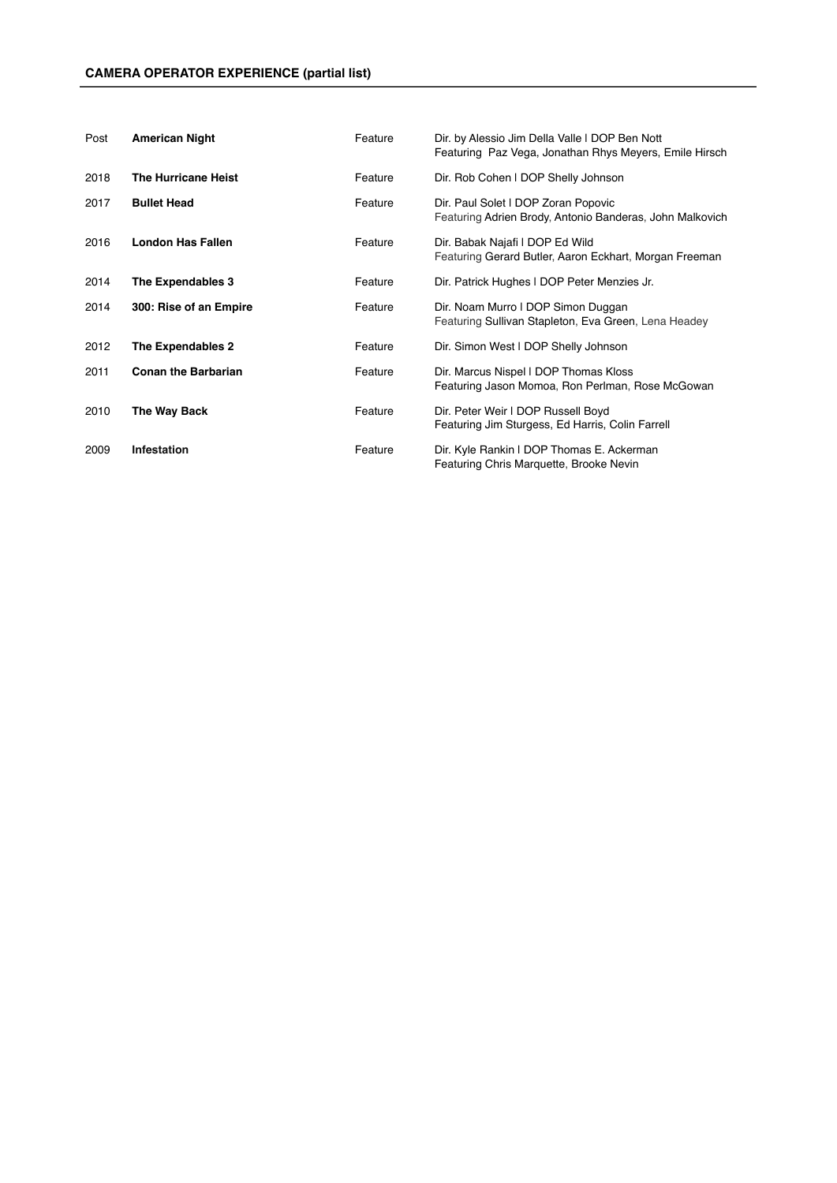**CAMERA OPERATOR EXPERIENCE (partial list)**

| | | | |
|---|---|---|---|
| Post | **American Night** | Feature | Dir. by Alessio Jim Della Valle I DOP Ben Nott<br>Featuring Paz Vega, Jonathan Rhys Meyers, Emile Hirsch |
| 2018 | **The Hurricane Heist** | Feature | Dir. Rob Cohen I DOP Shelly Johnson |
| 2017 | **Bullet Head** | Feature | Dir. Paul Solet I DOP Zoran Popovic<br>Featuring Adrien Brody, Antonio Banderas, John Malkovich |
| 2016 | **London Has Fallen** | Feature | Dir. Babak Najafi I DOP Ed Wild<br>Featuring Gerard Butler, Aaron Eckhart, Morgan Freeman |
| 2014 | **The Expendables 3** | Feature | Dir. Patrick Hughes I DOP Peter Menzies Jr. |
| 2014 | **300: Rise of an Empire** | Feature | Dir. Noam Murro I DOP Simon Duggan<br>Featuring Sullivan Stapleton, Eva Green, Lena Headey |
| 2012 | **The Expendables 2** | Feature | Dir. Simon West I DOP Shelly Johnson |
| 2011 | **Conan the Barbarian** | Feature | Dir. Marcus Nispel I DOP Thomas Kloss<br>Featuring Jason Momoa, Ron Perlman, Rose McGowan |
| 2010 | **The Way Back** | Feature | Dir. Peter Weir I DOP Russell Boyd<br>Featuring Jim Sturgess, Ed Harris, Colin Farrell |
| 2009 | **Infestation** | Feature | Dir. Kyle Rankin I DOP Thomas E. Ackerman<br>Featuring Chris Marquette, Brooke Nevin |